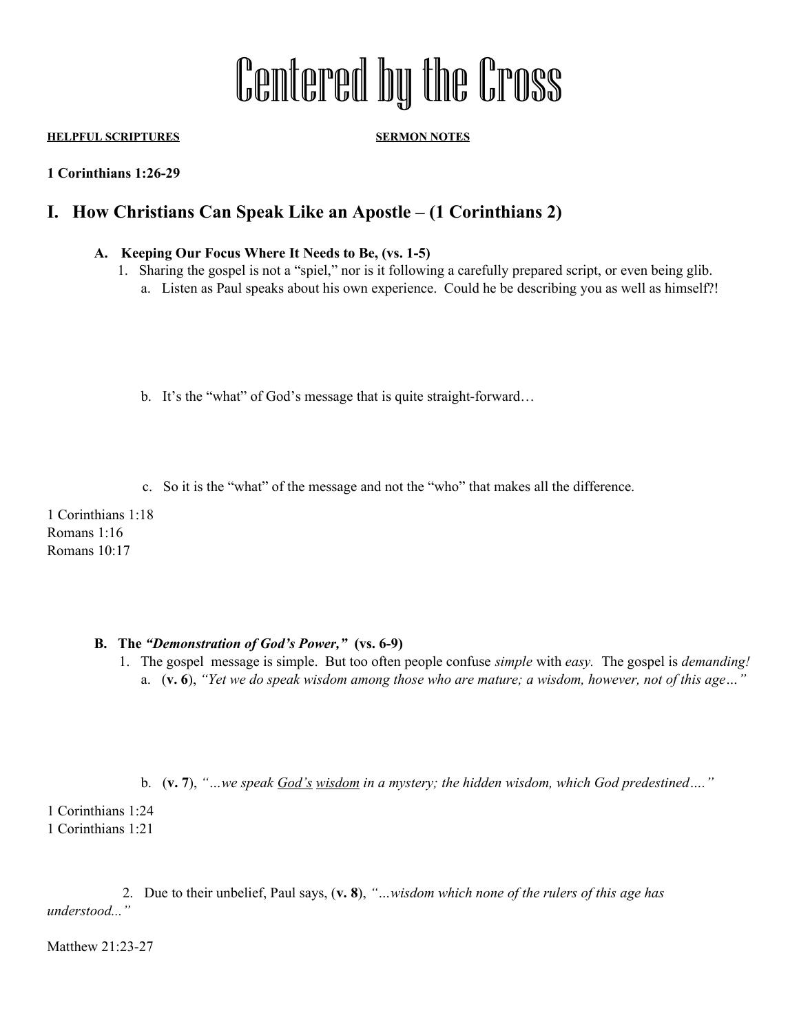# Centered by the Cross

**HELPFUL SCRIPTURES** **SERMON NOTES**

**1 Corinthians 1:26-29**

## I. How Christians Can Speak Like an Apostle – (1 Corinthians 2)

### A. Keeping Our Focus Where It Needs to Be, (vs. 1-5)

1. Sharing the gospel is not a "spiel," nor is it following a carefully prepared script, or even being glib.
   - a. Listen as Paul speaks about his own experience. Could he be describing you as well as himself?!
   - b. It's the "what" of God's message that is quite straight-forward…
   - c. So it is the "what" of the message and not the "who" that makes all the difference.

1 Corinthians 1:18
Romans 1:16
Romans 10:17

### B. The *"Demonstration of God's Power,"* (vs. 6-9)

1. The gospel message is simple. But too often people confuse *simple* with *easy.* The gospel is *demanding!*
   - a. (**v. 6**), *"Yet we do speak wisdom among those who are mature; a wisdom, however, not of this age…"*
   - b. (**v. 7**), *"…we speak God's wisdom in a mystery; the hidden wisdom, which God predestined…."*

1 Corinthians 1:24
1 Corinthians 1:21

2. Due to their unbelief, Paul says, (**v. 8**), *"…wisdom which none of the rulers of this age has understood..."*

Matthew 21:23-27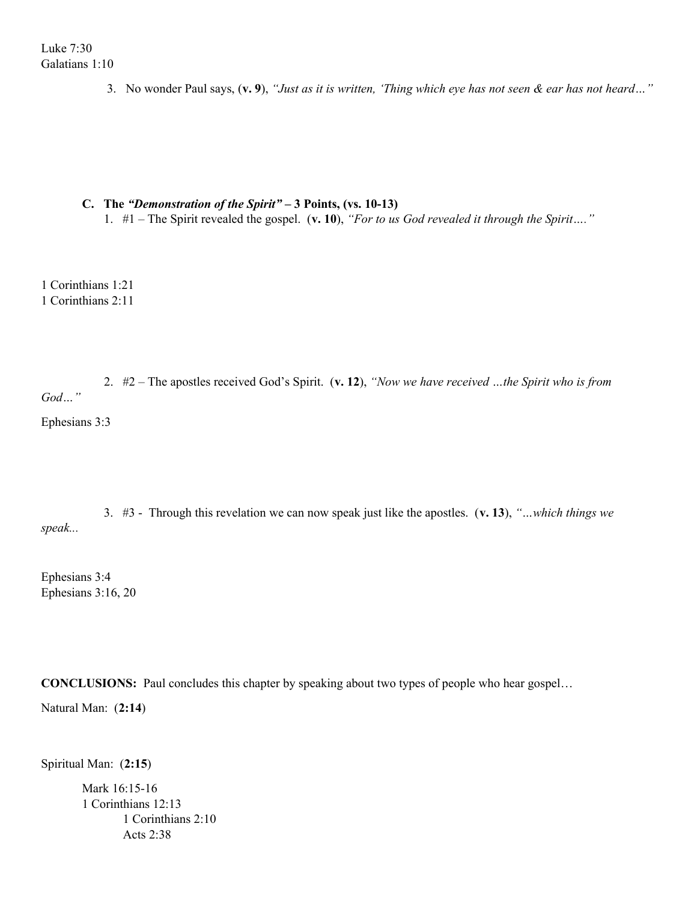Luke 7:30
Galatians 1:10

3. No wonder Paul says, (**v. 9**), *"Just as it is written, 'Thing which eye has not seen & ear has not heard…"*

**C. The *"Demonstration of the Spirit"* – 3 Points, (vs. 10-13)**

1. #1 – The Spirit revealed the gospel. (**v. 10**), *"For to us God revealed it through the Spirit…."*

1 Corinthians 1:21
1 Corinthians 2:11

2. #2 – The apostles received God's Spirit. (**v. 12**), *"Now we have received …the Spirit who is from God…"*

Ephesians 3:3

3. #3 - Through this revelation we can now speak just like the apostles. (**v. 13**), *"…which things we speak...*

Ephesians 3:4
Ephesians 3:16, 20

**CONCLUSIONS:** Paul concludes this chapter by speaking about two types of people who hear gospel…

Natural Man: (**2:14**)

Spiritual Man: (**2:15**)

Mark 16:15-16
1 Corinthians 12:13
1 Corinthians 2:10
Acts 2:38